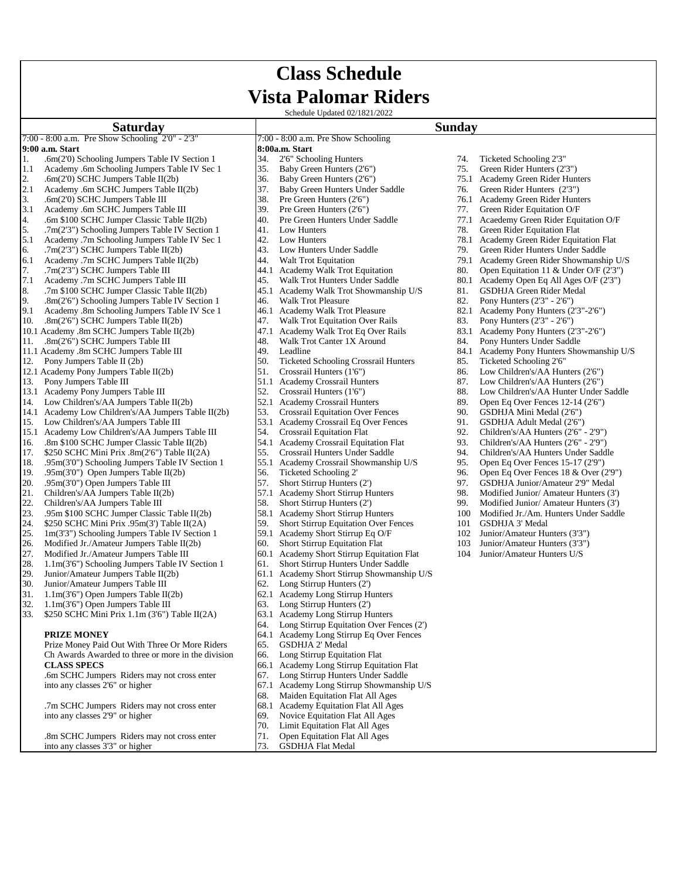# Class Schedule

# Vista Palomar Riders

Schedule Updated 02/1821/2022

## Saturday

7:00 - 8:00 a.m. Pre Show Schooling 2'0" - 2'3"

**9:00 a.m. Start**

1. .6m(2'0) Schooling Jumpers Table IV Section 1
1.1 Academy .6m Schooling Jumpers Table IV Sec 1
2. .6m(2'0) SCHC Jumpers Table II(2b)
2.1 Academy .6m SCHC Jumpers Table II(2b)
3. .6m(2'0) SCHC Jumpers Table III
3.1 Academy .6m SCHC Jumpers Table III
4. .6m $100 SCHC Jumper Classic Table II(2b)
5. .7m(2'3") Schooling Jumpers Table IV Section 1
5.1 Academy .7m Schooling Jumpers Table IV Sec 1
6. .7m(2'3") SCHC Jumpers Table II(2b)
6.1 Academy .7m SCHC Jumpers Table II(2b)
7. .7m(2'3") SCHC Jumpers Table III
7.1 Academy .7m SCHC Jumpers Table III
8. .7m $100 SCHC Jumper Classic Table II(2b)
9. .8m(2'6") Schooling Jumpers Table IV Section 1
9.1 Academy .8m Schooling Jumpers Table IV Sce 1
10. .8m(2'6") SCHC Jumpers Table II(2b)
10.1 Academy .8m SCHC Jumpers Table II(2b)
11. .8m(2'6") SCHC Jumpers Table III
11.1 Academy .8m SCHC Jumpers Table III
12. Pony Jumpers Table II (2b)
12.1 Academy Pony Jumpers Table II(2b)
13. Pony Jumpers Table III
13.1 Academy Pony Jumpers Table III
14. Low Children's/AA Jumpers Table II(2b)
14.1 Academy Low Children's/AA Jumpers Table II(2b)
15. Low Children's/AA Jumpers Table III
15.1 Academy Low Children's/AA Jumpers Table III
16. .8m $100 SCHC Jumper Classic Table II(2b)
17. $250 SCHC Mini Prix .8m(2'6") Table II(2A)
18. .95m(3'0") Schooling Jumpers Table IV Section 1
19. .95m(3'0") Open Jumpers Table II(2b)
20. .95m(3'0") Open Jumpers Table III
21. Children's/AA Jumpers Table II(2b)
22. Children's/AA Jumpers Table III
23. .95m $100 SCHC Jumper Classic Table II(2b)
24. $250 SCHC Mini Prix .95m(3') Table II(2A)
25. 1m(3'3") Schooling Jumpers Table IV Section 1
26. Modified Jr./Amateur Jumpers Table II(2b)
27. Modified Jr./Amateur Jumpers Table III
28. 1.1m(3'6") Schooling Jumpers Table IV Section 1
29. Junior/Amateur Jumpers Table II(2b)
30. Junior/Amateur Jumpers Table III
31. 1.1m(3'6") Open Jumpers Table II(2b)
32. 1.1m(3'6") Open Jumpers Table III
33. $250 SCHC Mini Prix 1.1m (3'6") Table II(2A)

**PRIZE MONEY**

Prize Money Paid Out With Three Or More Riders

Ch Awards Awarded to three or more in the division

**CLASS SPECS**

.6m SCHC Jumpers Riders may not cross enter into any classes 2'6" or higher

.7m SCHC Jumpers Riders may not cross enter into any classes 2'9" or higher

.8m SCHC Jumpers Riders may not cross enter into any classes 3'3" or higher

## Sunday

7:00 - 8:00 a.m. Pre Show Schooling

**8:00a.m. Start**

34. 2'6" Schooling Hunters
35. Baby Green Hunters (2'6")
36. Baby Green Hunters (2'6")
37. Baby Green Hunters Under Saddle
38. Pre Green Hunters (2'6")
39. Pre Green Hunters (2'6")
40. Pre Green Hunters Under Saddle
41. Low Hunters
42. Low Hunters
43. Low Hunters Under Saddle
44. Walt Trot Equitation
44.1 Academy Walk Trot Equitation
45. Walk Trot Hunters Under Saddle
45.1 Academy Walk Trot Showmanship U/S
46. Walk Trot Pleasure
46.1 Academy Walk Trot Pleasure
47. Walk Trot Equitation Over Rails
47.1 Academy Walk Trot Eq Over Rails
48. Walk Trot Canter 1X Around
49. Leadline
50. Ticketed Schooling Crossrail Hunters
51. Crossrail Hunters (1'6")
51.1 Academy Crossrail Hunters
52. Crossrail Hunters (1'6")
52.1 Academy Crossrail Hunters
53. Crossrail Equitation Over Fences
53.1 Academy Crossrail Eq Over Fences
54. Crossrail Equitation Flat
54.1 Academy Crossrail Equitation Flat
55. Crossrail Hunters Under Saddle
55.1 Academy Crossrail Showmanship U/S
56. Ticketed Schooling 2'
57. Short Stirrup Hunters (2')
57.1 Academy Short Stirrup Hunters
58. Short Stirrup Hunters (2')
58.1 Academy Short Stirrup Hunters
59. Short Stirrup Equitation Over Fences
59.1 Academy Short Stirrup Eq O/F
60. Short Stirrup Equitation Flat
60.1 Academy Short Stirrup Equitation Flat
61. Short Stirrup Hunters Under Saddle
61.1 Academy Short Stirrup Showmanship U/S
62. Long Stirrup Hunters (2')
62.1 Academy Long Stirrup Hunters
63. Long Stirrup Hunters (2')
63.1 Academy Long Stirrup Hunters
64. Long Stirrup Equitation Over Fences (2')
64.1 Academy Long Stirrup Eq Over Fences
65. GSDHJA 2' Medal
66. Long Stirrup Equitation Flat
66.1 Academy Long Stirrup Equitation Flat
67. Long Stirrup Hunters Under Saddle
67.1 Academy Long Stirrup Showmanship U/S
68. Maiden Equitation Flat All Ages
68.1 Academy Equitation Flat All Ages
69. Novice Equitation Flat All Ages
70. Limit Equitation Flat All Ages
71. Open Equitation Flat All Ages
73. GSDHJA Flat Medal
74. Ticketed Schooling 2'3"
75. Green Rider Hunters (2'3")
75.1 Academy Green Rider Hunters
76. Green Rider Hunters (2'3")
76.1 Academy Green Rider Hunters
77. Green Rider Equitation O/F
77.1 Acaedemy Green Rider Equitation O/F
78. Green Rider Equitation Flat
78.1 Academy Green Rider Equitation Flat
79. Green Rider Hunters Under Saddle
79.1 Academy Green Rider Showmanship U/S
80. Open Equitation 11 & Under O/F (2'3")
80.1 Academy Open Eq All Ages O/F (2'3")
81. GSDHJA Green Rider Medal
82. Pony Hunters (2'3" - 2'6")
82.1 Academy Pony Hunters (2'3"-2'6")
83. Pony Hunters (2'3" - 2'6")
83.1 Academy Pony Hunters (2'3"-2'6")
84. Pony Hunters Under Saddle
84.1 Academy Pony Hunters Showmanship U/S
85. Ticketed Schooling 2'6"
86. Low Children's/AA Hunters (2'6")
87. Low Children's/AA Hunters (2'6")
88. Low Children's/AA Hunter Under Saddle
89. Open Eq Over Fences 12-14 (2'6")
90. GSDHJA Mini Medal (2'6")
91. GSDHJA Adult Medal (2'6")
92. Children's/AA Hunters (2'6" - 2'9")
93. Children's/AA Hunters (2'6" - 2'9")
94. Children's/AA Hunters Under Saddle
95. Open Eq Over Fences 15-17 (2'9")
96. Open Eq Over Fences 18 & Over (2'9")
97. GSDHJA Junior/Amateur 2'9" Medal
98. Modified Junior/ Amateur Hunters (3')
99. Modified Junior/ Amateur Hunters (3')
100 Modified Jr./Am. Hunters Under Saddle
101 GSDHJA 3' Medal
102 Junior/Amateur Hunters (3'3")
103 Junior/Amateur Hunters (3'3")
104 Junior/Amateur Hunters U/S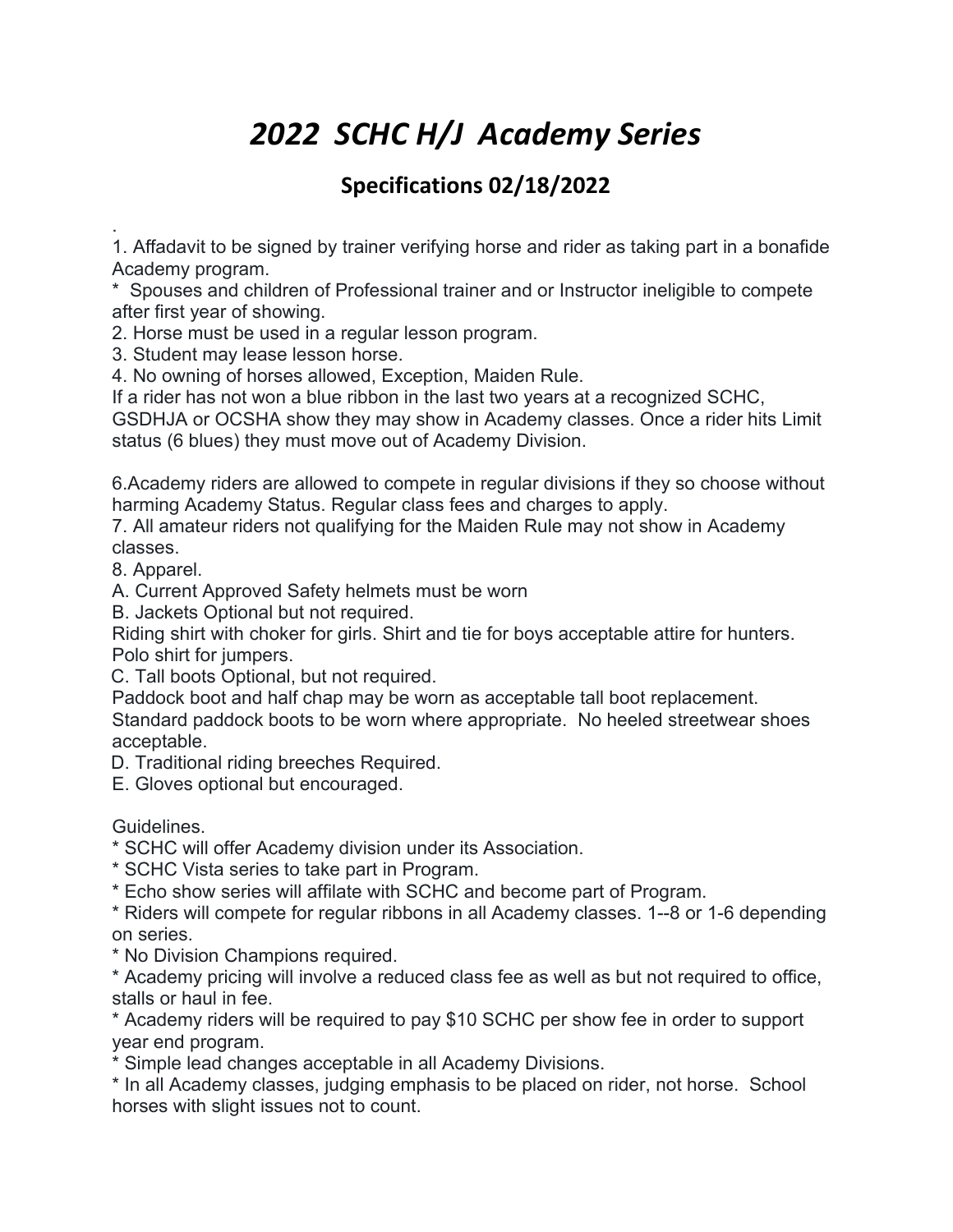# *2022 SCHC H/J Academy Series*

## Specifications 02/18/2022

.

1. Affadavit to be signed by trainer verifying horse and rider as taking part in a bonafide Academy program.

* Spouses and children of Professional trainer and or Instructor ineligible to compete after first year of showing.

2. Horse must be used in a regular lesson program.
3. Student may lease lesson horse.
4. No owning of horses allowed, Exception, Maiden Rule.

If a rider has not won a blue ribbon in the last two years at a recognized SCHC, GSDHJA or OCSHA show they may show in Academy classes. Once a rider hits Limit status (6 blues) they must move out of Academy Division.

6.Academy riders are allowed to compete in regular divisions if they so choose without harming Academy Status. Regular class fees and charges to apply.

7. All amateur riders not qualifying for the Maiden Rule may not show in Academy classes.
8. Apparel.

A. Current Approved Safety helmets must be worn

B. Jackets Optional but not required.

Riding shirt with choker for girls. Shirt and tie for boys acceptable attire for hunters. Polo shirt for jumpers.

C. Tall boots Optional, but not required.

Paddock boot and half chap may be worn as acceptable tall boot replacement. Standard paddock boots to be worn where appropriate. No heeled streetwear shoes acceptable.

D. Traditional riding breeches Required.

E. Gloves optional but encouraged.

Guidelines.

* SCHC will offer Academy division under its Association.
* SCHC Vista series to take part in Program.
* Echo show series will affilate with SCHC and become part of Program.
* Riders will compete for regular ribbons in all Academy classes. 1--8 or 1-6 depending on series.
* No Division Champions required.
* Academy pricing will involve a reduced class fee as well as but not required to office, stalls or haul in fee.
* Academy riders will be required to pay $10 SCHC per show fee in order to support year end program.
* Simple lead changes acceptable in all Academy Divisions.
* In all Academy classes, judging emphasis to be placed on rider, not horse. School horses with slight issues not to count.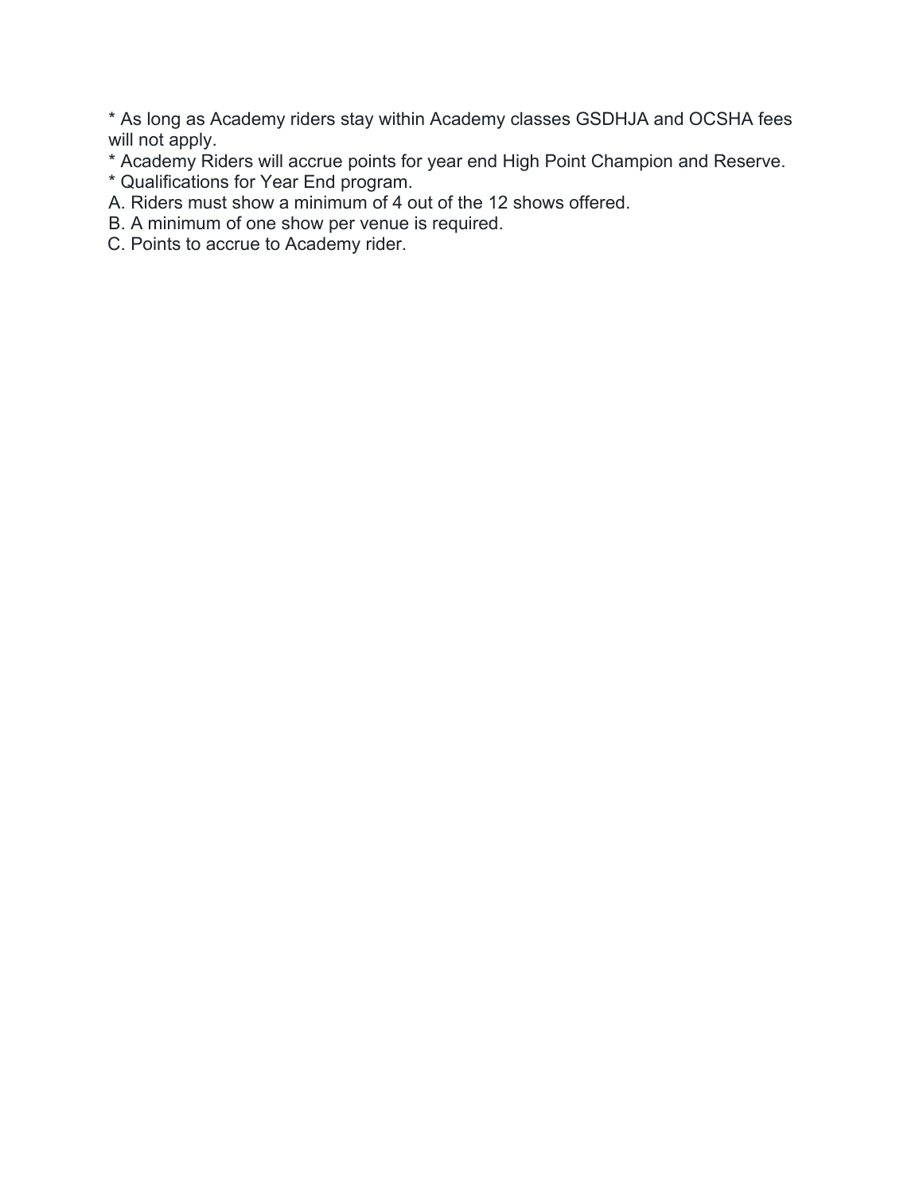* As long as Academy riders stay within Academy classes GSDHJA and OCSHA fees will not apply.
* Academy Riders will accrue points for year end High Point Champion and Reserve.
* Qualifications for Year End program.

A. Riders must show a minimum of 4 out of the 12 shows offered.
B. A minimum of one show per venue is required.
C. Points to accrue to Academy rider.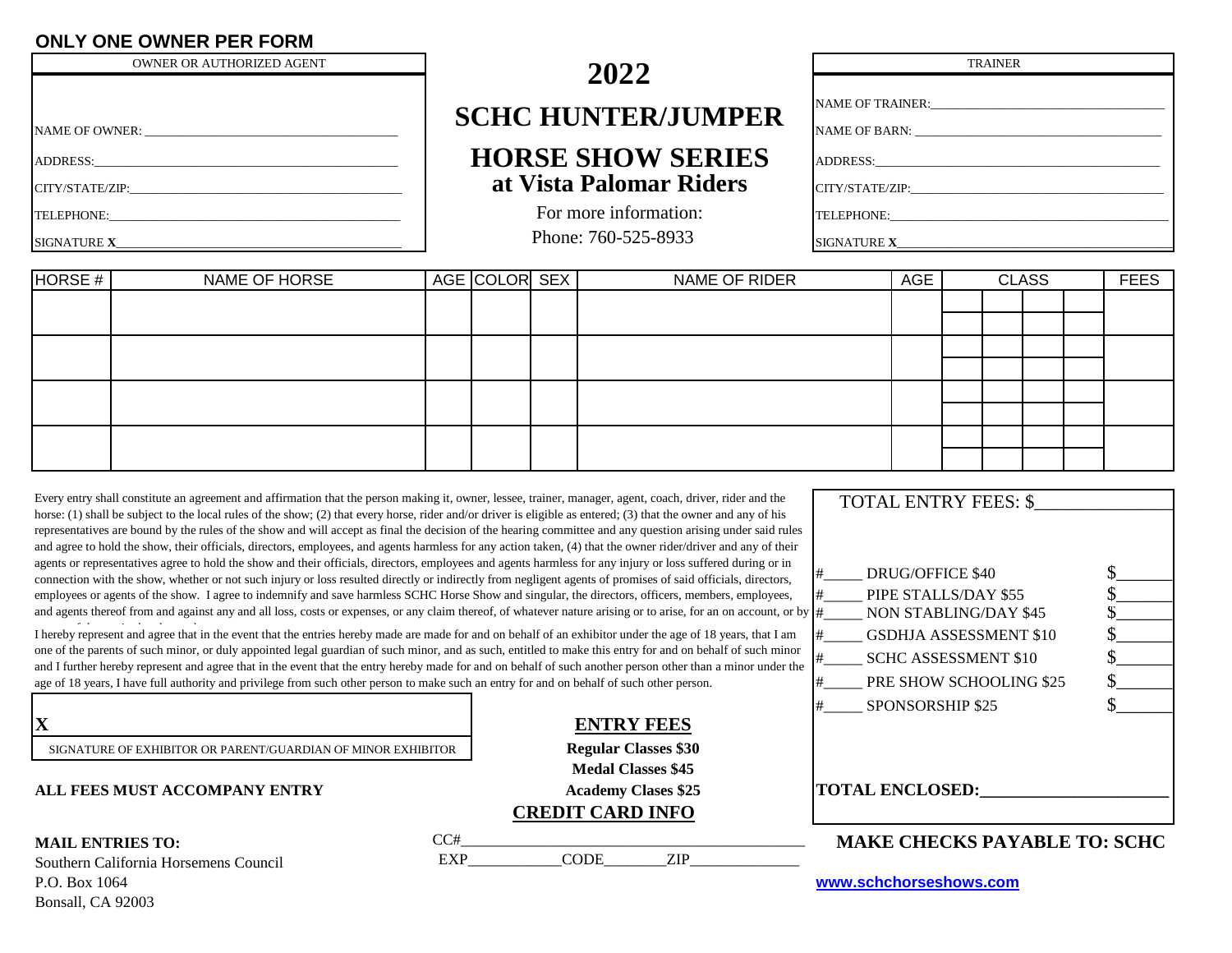**ONLY ONE OWNER PER FORM**

| OWNER OR AUTHORIZED AGENT |
|---|
| NAME OF OWNER: ______________________________ |
| ADDRESS:______________________________ |
| CITY/STATE/ZIP:______________________________ |
| TELEPHONE:______________________________ |
| SIGNATURE **X**______________________________ |

# 2022

# SCHC HUNTER/JUMPER

# HORSE SHOW SERIES

## at Vista Palomar Riders

For more information:

Phone: 760-525-8933

| TRAINER |
|---|
| NAME OF TRAINER:______________________________ |
| NAME OF BARN: ______________________________ |
| ADDRESS:______________________________ |
| CITY/STATE/ZIP:______________________________ |
| TELEPHONE:______________________________ |
| SIGNATURE **X**______________________________ |

| HORSE # | NAME OF HORSE | AGE | COLOR | SEX | NAME OF RIDER | AGE | CLASS | | | | FEES |
|---|---|---|---|---|---|---|---|---|---|---|---|
| | | | | | | | | | | | |
| | | | | | | | | | | | |
| | | | | | | | | | | | |
| | | | | | | | | | | | |

Every entry shall constitute an agreement and affirmation that the person making it, owner, lessee, trainer, manager, agent, coach, driver, rider and the horse: (1) shall be subject to the local rules of the show; (2) that every horse, rider and/or driver is eligible as entered; (3) that the owner and any of his representatives are bound by the rules of the show and will accept as final the decision of the hearing committee and any question arising under said rules and agree to hold the show, their officials, directors, employees, and agents harmless for any action taken, (4) that the owner rider/driver and any of their agents or representatives agree to hold the show and their officials, directors, employees and agents harmless for any injury or loss suffered during or in connection with the show, whether or not such injury or loss resulted directly or indirectly from negligent agents of promises of said officials, directors, employees or agents of the show. I agree to indemnify and save harmless SCHC Horse Show and singular, the directors, officers, members, employees, and agents thereof from and against any and all loss, costs or expenses, or any claim thereof, of whatever nature arising or to arise, for an on account, or by

I hereby represent and agree that in the event that the entries hereby made are made for and on behalf of an exhibitor under the age of 18 years, that I am one of the parents of such minor, or duly appointed legal guardian of such minor, and as such, entitled to make this entry for and on behalf of such minor and I further hereby represent and agree that in the event that the entry hereby made for and on behalf of such another person other than a minor under the age of 18 years, I have full authority and privilege from such other person to make such an entry for and on behalf of such other person.

**X**

SIGNATURE OF EXHIBITOR OR PARENT/GUARDIAN OF MINOR EXHIBITOR

**ALL FEES MUST ACCOMPANY ENTRY**

**ENTRY FEES**

**Regular Classes $30**
**Medal Classes $45**
**Academy Clases $25**

**CREDIT CARD INFO**

CC#______________________________

EXP____________CODE________ZIP______________

TOTAL ENTRY FEES: $_______________

| | | |
|---|---|---|
| #_____ | DRUG/OFFICE $40 | $______ |
| #_____ | PIPE STALLS/DAY $55 | $______ |
| #_____ | NON STABLING/DAY $45 | $______ |
| #_____ | GSDHJA ASSESSMENT $10 | $______ |
| #_____ | SCHC ASSESSMENT $10 | $______ |
| #_____ | PRE SHOW SCHOOLING $25 | $______ |
| #_____ | SPONSORSHIP $25 | $______ |

**TOTAL ENCLOSED:**______________________

**MAIL ENTRIES TO:**

Southern California Horsemens Council
P.O. Box 1064
Bonsall, CA 92003

**MAKE CHECKS PAYABLE TO: SCHC**

www.schchorseshows.com